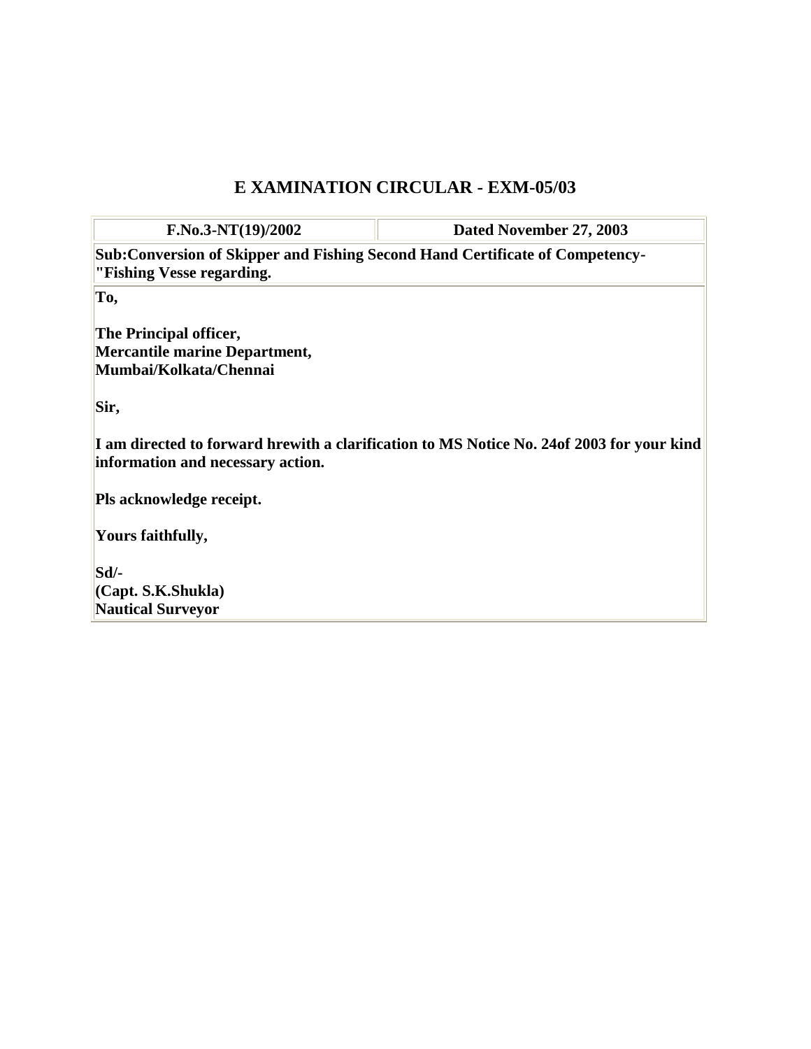# E XAMINATION CIRCULAR - EXM-05/03

| F.No.3-NT(19)/2002 | Dated November 27, 2003 |
|---|---|

**Sub:Conversion of Skipper and Fishing Second Hand Certificate of Competency- "Fishing Vesse regarding.**

**To,**

**The Principal officer,**
**Mercantile marine Department,**
**Mumbai/Kolkata/Chennai**

**Sir,**

**I am directed to forward hrewith a clarification to MS Notice No. 24of 2003 for your kind information and necessary action.**

**Pls acknowledge receipt.**

**Yours faithfully,**

**Sd/-**
**(Capt. S.K.Shukla)**
**Nautical Surveyor**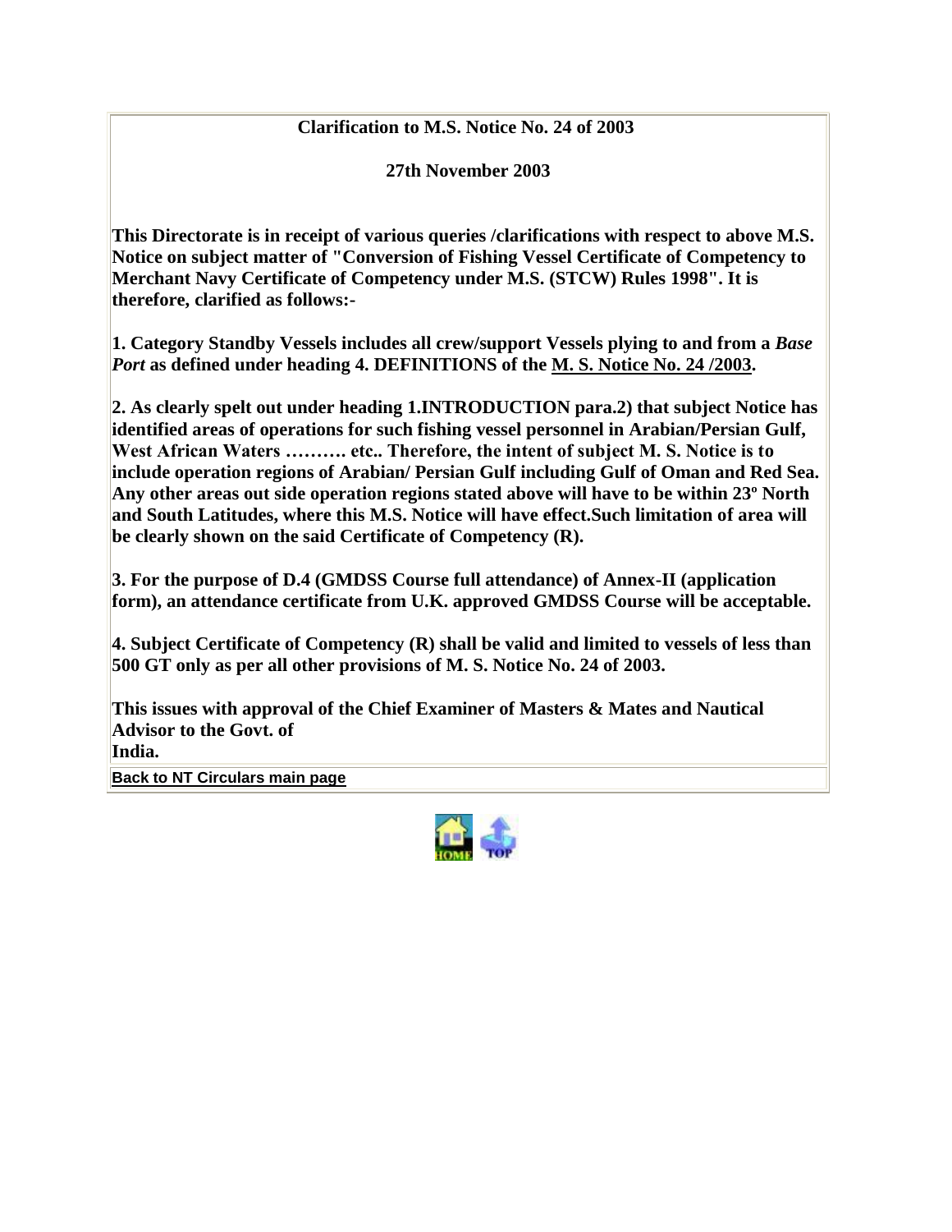**Clarification to M.S. Notice No. 24 of 2003**

**27th November 2003**

**This Directorate is in receipt of various queries /clarifications with respect to above M.S. Notice on subject matter of "Conversion of Fishing Vessel Certificate of Competency to Merchant Navy Certificate of Competency under M.S. (STCW) Rules 1998". It is therefore, clarified as follows:-**

**1. Category Standby Vessels includes all crew/support Vessels plying to and from a *Base Port* as defined under heading 4. DEFINITIONS of the M. S. Notice No. 24 /2003.**

**2. As clearly spelt out under heading 1.INTRODUCTION para.2) that subject Notice has identified areas of operations for such fishing vessel personnel in Arabian/Persian Gulf, West African Waters ………. etc.. Therefore, the intent of subject M. S. Notice is to include operation regions of Arabian/ Persian Gulf including Gulf of Oman and Red Sea. Any other areas out side operation regions stated above will have to be within 23º North and South Latitudes, where this M.S. Notice will have effect.Such limitation of area will be clearly shown on the said Certificate of Competency (R).**

**3. For the purpose of D.4 (GMDSS Course full attendance) of Annex-II (application form), an attendance certificate from U.K. approved GMDSS Course will be acceptable.**

**4. Subject Certificate of Competency (R) shall be valid and limited to vessels of less than 500 GT only as per all other provisions of M. S. Notice No. 24 of 2003.**

**This issues with approval of the Chief Examiner of Masters & Mates and Nautical Advisor to the Govt. of India.**

**Back to NT Circulars main page**